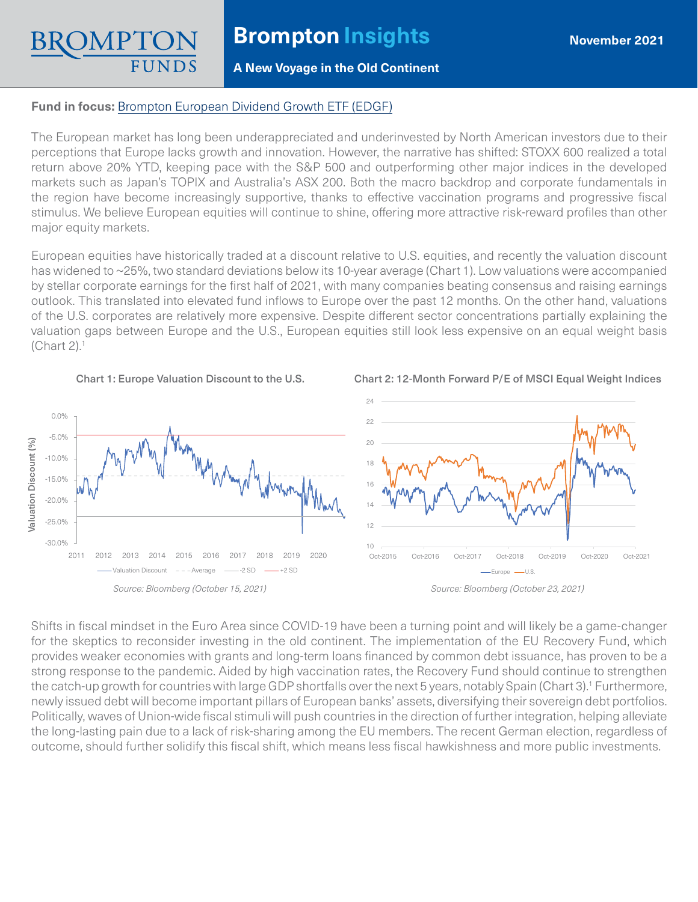# Brompton Insights

**A New Voyage in the Old Continent**

November 2021

**Fund in focus:** Brompton European Dividend Growth ETF (EDGF)

The European market has long been underappreciated and underinvested by North American investors due to their perceptions that Europe lacks growth and innovation. However, the narrative has shifted: STOXX 600 realized a total return above 20% YTD, keeping pace with the S&P 500 and outperforming other major indices in the developed markets such as Japan's TOPIX and Australia's ASX 200. Both the macro backdrop and corporate fundamentals in the region have become increasingly supportive, thanks to effective vaccination programs and progressive fiscal stimulus. We believe European equities will continue to shine, offering more attractive risk-reward profiles than other major equity markets.

European equities have historically traded at a discount relative to U.S. equities, and recently the valuation discount has widened to ~25%, two standard deviations below its 10-year average (Chart 1). Low valuations were accompanied by stellar corporate earnings for the first half of 2021, with many companies beating consensus and raising earnings outlook. This translated into elevated fund inflows to Europe over the past 12 months. On the other hand, valuations of the U.S. corporates are relatively more expensive. Despite different sector concentrations partially explaining the valuation gaps between Europe and the U.S., European equities still look less expensive on an equal weight basis (Chart 2).[1]

**Chart 1: Europe Valuation Discount to the U.S.**

*Source: Bloomberg (October 15, 2021)*

**Chart 2: 12-Month Forward P/E of MSCI Equal Weight Indices**

*Source: Bloomberg (October 23, 2021)*

Shifts in fiscal mindset in the Euro Area since COVID-19 have been a turning point and will likely be a game-changer for the skeptics to reconsider investing in the old continent. The implementation of the EU Recovery Fund, which provides weaker economies with grants and long-term loans financed by common debt issuance, has proven to be a strong response to the pandemic. Aided by high vaccination rates, the Recovery Fund should continue to strengthen the catch-up growth for countries with large GDP shortfalls over the next 5 years, notably Spain (Chart 3).[1] Furthermore, newly issued debt will become important pillars of European banks' assets, diversifying their sovereign debt portfolios. Politically, waves of Union-wide fiscal stimuli will push countries in the direction of further integration, helping alleviate the long-lasting pain due to a lack of risk-sharing among the EU members. The recent German election, regardless of outcome, should further solidify this fiscal shift, which means less fiscal hawkishness and more public investments.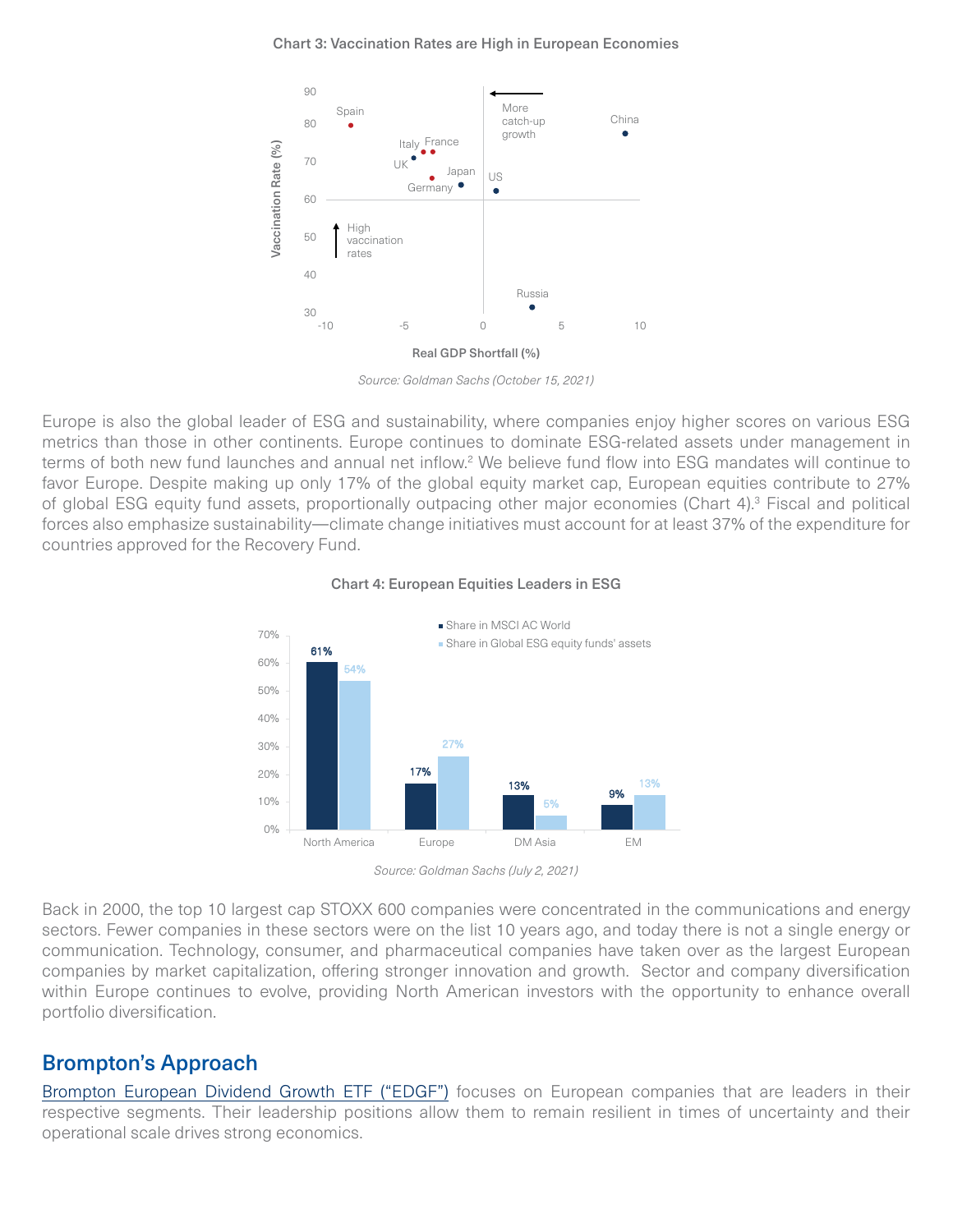**Chart 3: Vaccination Rates are High in European Economies**

*Source: Goldman Sachs (October 15, 2021)*

Europe is also the global leader of ESG and sustainability, where companies enjoy higher scores on various ESG metrics than those in other continents. Europe continues to dominate ESG-related assets under management in terms of both new fund launches and annual net inflow.[2] We believe fund flow into ESG mandates will continue to favor Europe. Despite making up only 17% of the global equity market cap, European equities contribute to 27% of global ESG equity fund assets, proportionally outpacing other major economies (Chart 4).[3] Fiscal and political forces also emphasize sustainability—climate change initiatives must account for at least 37% of the expenditure for countries approved for the Recovery Fund.

**Chart 4: European Equities Leaders in ESG**

| | Share in MSCI AC World | Share in Global ESG equity funds' assets |
|---|---|---|
| North America | 61% | 54% |
| Europe | 17% | 27% |
| DM Asia | 13% | 5% |
| EM | 9% | 13% |

*Source: Goldman Sachs (July 2, 2021)*

Back in 2000, the top 10 largest cap STOXX 600 companies were concentrated in the communications and energy sectors. Fewer companies in these sectors were on the list 10 years ago, and today there is not a single energy or communication. Technology, consumer, and pharmaceutical companies have taken over as the largest European companies by market capitalization, offering stronger innovation and growth. Sector and company diversification within Europe continues to evolve, providing North American investors with the opportunity to enhance overall portfolio diversification.

## Brompton's Approach

Brompton European Dividend Growth ETF ("EDGF") focuses on European companies that are leaders in their respective segments. Their leadership positions allow them to remain resilient in times of uncertainty and their operational scale drives strong economics.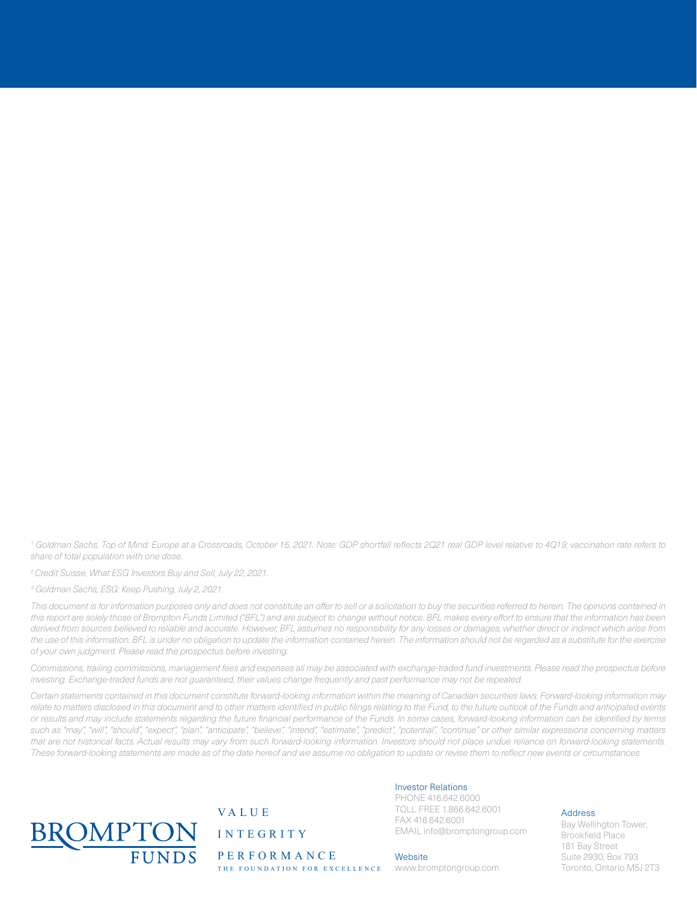[1] Goldman Sachs, Top of Mind: Europe at a Crossroads, October 15, 2021. Note: GDP shortfall reflects 2Q21 real GDP level relative to 4Q19; vaccination rate refers to share of total population with one dose.

[2] Credit Suisse, What ESG Investors Buy and Sell, July 22, 2021.

[3] Goldman Sachs, ESG: Keep Pushing, July 2, 2021.

*This document is for information purposes only and does not constitute an offer to sell or a solicitation to buy the securities referred to herein. The opinions contained in this report are solely those of Brompton Funds Limited ("BFL") and are subject to change without notice. BFL makes every effort to ensure that the information has been derived from sources believed to reliable and accurate. However, BFL assumes no responsibility for any losses or damages, whether direct or indirect which arise from the use of this information. BFL is under no obligation to update the information contained herein. The information should not be regarded as a substitute for the exercise of your own judgment. Please read the prospectus before investing.*

*Commissions, trailing commissions, management fees and expenses all may be associated with exchange-traded fund investments. Please read the prospectus before investing. Exchange-traded funds are not guaranteed, their values change frequently and past performance may not be repeated.*

*Certain statements contained in this document constitute forward-looking information within the meaning of Canadian securities laws. Forward-looking information may relate to matters disclosed in this document and to other matters identified in public filings relating to the Fund, to the future outlook of the Funds and anticipated events or results and may include statements regarding the future financial performance of the Funds. In some cases, forward-looking information can be identified by terms such as "may", "will", "should", "expect", "plan", "anticipate", "believe", "intend", "estimate", "predict", "potential", "continue" or other similar expressions concerning matters that are not historical facts. Actual results may vary from such forward-looking information. Investors should not place undue reliance on forward-looking statements. These forward-looking statements are made as of the date hereof and we assume no obligation to update or revise them to reflect new events or circumstances.*

BROMPTON FUNDS

VALUE
INTEGRITY
PERFORMANCE
THE FOUNDATION FOR EXCELLENCE

Investor Relations
PHONE 416.642.6000
TOLL FREE 1.866.642.6001
FAX 416.642.6001
EMAIL info@bromptongroup.com

Website
www.bromptongroup.com

Address
Bay Wellington Tower,
Brookfield Place
181 Bay Street
Suite 2930, Box 793
Toronto, Ontario M5J 2T3